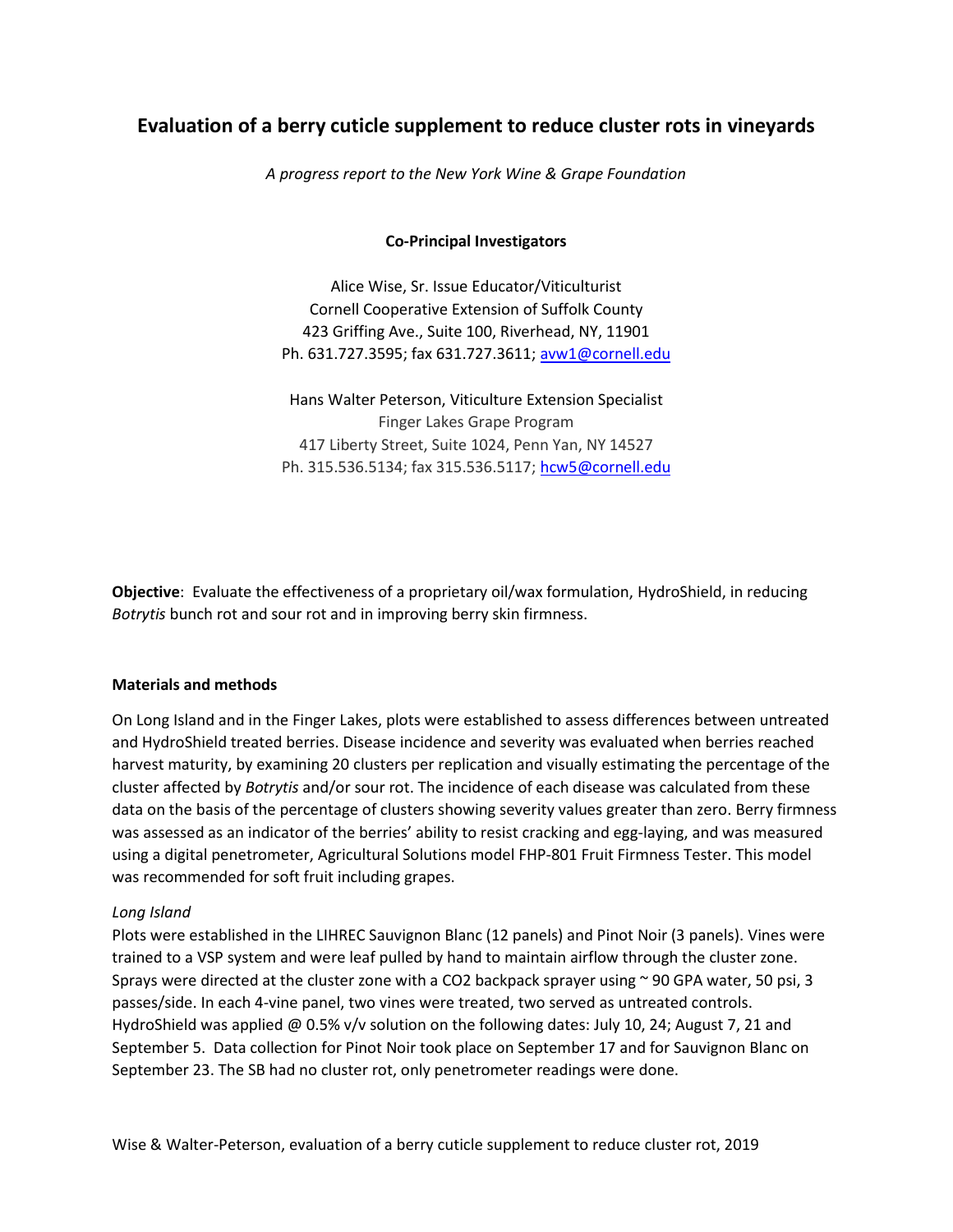# Evaluation of a berry cuticle supplement to reduce cluster rots in vineyards

*A progress report to the New York Wine & Grape Foundation*

**Co-Principal Investigators**

Alice Wise, Sr. Issue Educator/Viticulturist
Cornell Cooperative Extension of Suffolk County
423 Griffing Ave., Suite 100, Riverhead, NY, 11901
Ph. 631.727.3595; fax 631.727.3611; avw1@cornell.edu

Hans Walter Peterson, Viticulture Extension Specialist
Finger Lakes Grape Program
417 Liberty Street, Suite 1024, Penn Yan, NY 14527
Ph. 315.536.5134; fax 315.536.5117; hcw5@cornell.edu

**Objective**: Evaluate the effectiveness of a proprietary oil/wax formulation, HydroShield, in reducing *Botrytis* bunch rot and sour rot and in improving berry skin firmness.

**Materials and methods**

On Long Island and in the Finger Lakes, plots were established to assess differences between untreated and HydroShield treated berries. Disease incidence and severity was evaluated when berries reached harvest maturity, by examining 20 clusters per replication and visually estimating the percentage of the cluster affected by *Botrytis* and/or sour rot. The incidence of each disease was calculated from these data on the basis of the percentage of clusters showing severity values greater than zero. Berry firmness was assessed as an indicator of the berries' ability to resist cracking and egg-laying, and was measured using a digital penetrometer, Agricultural Solutions model FHP-801 Fruit Firmness Tester. This model was recommended for soft fruit including grapes.

*Long Island*

Plots were established in the LIHREC Sauvignon Blanc (12 panels) and Pinot Noir (3 panels). Vines were trained to a VSP system and were leaf pulled by hand to maintain airflow through the cluster zone. Sprays were directed at the cluster zone with a $CO_2$ backpack sprayer using ~ 90 GPA water, 50 psi, 3 passes/side. In each 4-vine panel, two vines were treated, two served as untreated controls. HydroShield was applied @ 0.5% v/v solution on the following dates: July 10, 24; August 7, 21 and September 5. Data collection for Pinot Noir took place on September 17 and for Sauvignon Blanc on September 23. The SB had no cluster rot, only penetrometer readings were done.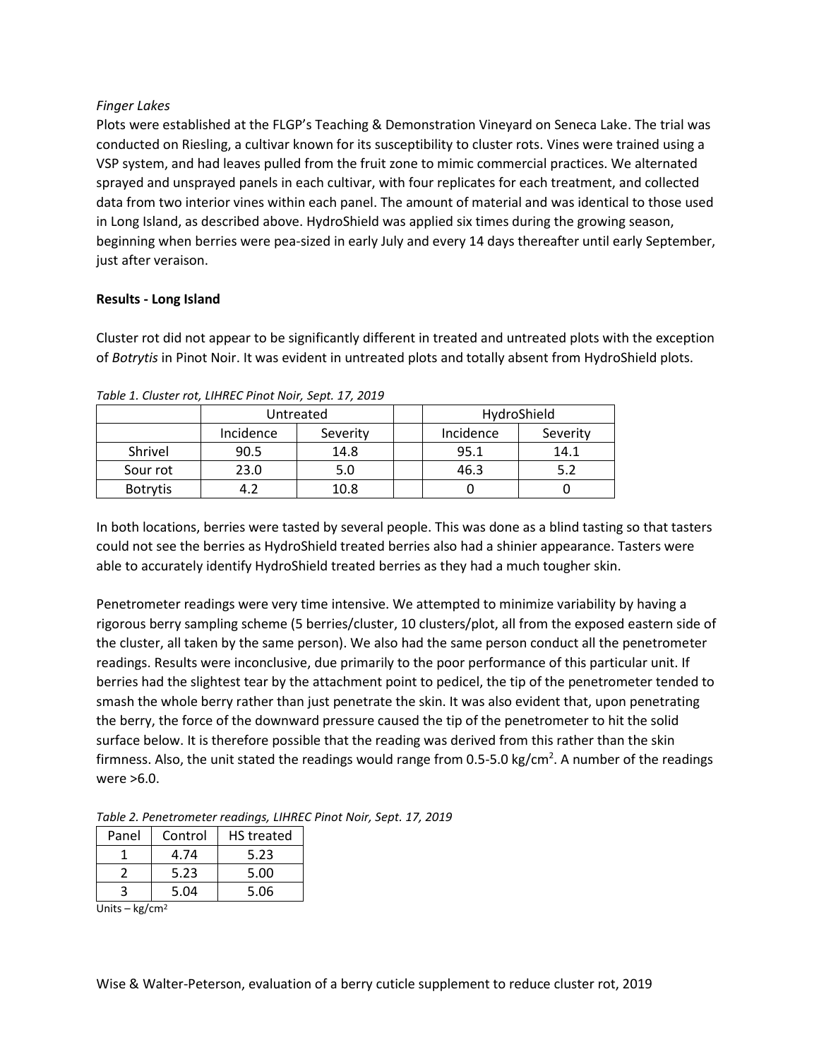*Finger Lakes*

Plots were established at the FLGP's Teaching & Demonstration Vineyard on Seneca Lake. The trial was conducted on Riesling, a cultivar known for its susceptibility to cluster rots. Vines were trained using a VSP system, and had leaves pulled from the fruit zone to mimic commercial practices. We alternated sprayed and unsprayed panels in each cultivar, with four replicates for each treatment, and collected data from two interior vines within each panel. The amount of material and was identical to those used in Long Island, as described above. HydroShield was applied six times during the growing season, beginning when berries were pea-sized in early July and every 14 days thereafter until early September, just after veraison.

**Results - Long Island**

Cluster rot did not appear to be significantly different in treated and untreated plots with the exception of *Botrytis* in Pinot Noir. It was evident in untreated plots and totally absent from HydroShield plots.

*Table 1. Cluster rot, LIHREC Pinot Noir, Sept. 17, 2019*

| | Untreated | | | HydroShield | |
|---|---|---|---|---|---|
| | Incidence | Severity | | Incidence | Severity |
| Shrivel | 90.5 | 14.8 | | 95.1 | 14.1 |
| Sour rot | 23.0 | 5.0 | | 46.3 | 5.2 |
| Botrytis | 4.2 | 10.8 | | 0 | 0 |

In both locations, berries were tasted by several people. This was done as a blind tasting so that tasters could not see the berries as HydroShield treated berries also had a shinier appearance. Tasters were able to accurately identify HydroShield treated berries as they had a much tougher skin.

Penetrometer readings were very time intensive. We attempted to minimize variability by having a rigorous berry sampling scheme (5 berries/cluster, 10 clusters/plot, all from the exposed eastern side of the cluster, all taken by the same person). We also had the same person conduct all the penetrometer readings. Results were inconclusive, due primarily to the poor performance of this particular unit. If berries had the slightest tear by the attachment point to pedicel, the tip of the penetrometer tended to smash the whole berry rather than just penetrate the skin. It was also evident that, upon penetrating the berry, the force of the downward pressure caused the tip of the penetrometer to hit the solid surface below. It is therefore possible that the reading was derived from this rather than the skin firmness. Also, the unit stated the readings would range from 0.5-5.0 kg/cm$^2$. A number of the readings were >6.0.

*Table 2. Penetrometer readings, LIHREC Pinot Noir, Sept. 17, 2019*

| Panel | Control | HS treated |
|---|---|---|
| 1 | 4.74 | 5.23 |
| 2 | 5.23 | 5.00 |
| 3 | 5.04 | 5.06 |

Units – kg/cm$^2$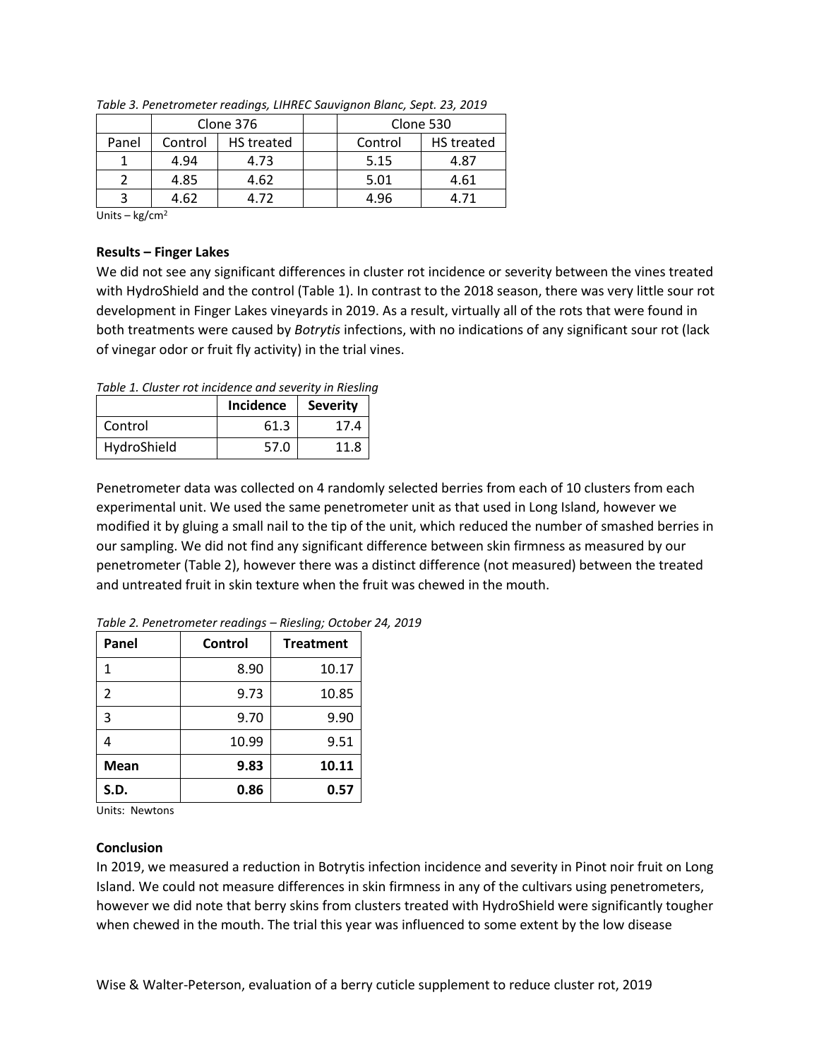*Table 3. Penetrometer readings, LIHREC Sauvignon Blanc, Sept. 23, 2019*

| | Clone 376 | | | Clone 530 | |
|---|---|---|---|---|---|
| Panel | Control | HS treated | | Control | HS treated |
| 1 | 4.94 | 4.73 | | 5.15 | 4.87 |
| 2 | 4.85 | 4.62 | | 5.01 | 4.61 |
| 3 | 4.62 | 4.72 | | 4.96 | 4.71 |

Units – $kg/cm^2$

**Results – Finger Lakes**

We did not see any significant differences in cluster rot incidence or severity between the vines treated with HydroShield and the control (Table 1). In contrast to the 2018 season, there was very little sour rot development in Finger Lakes vineyards in 2019. As a result, virtually all of the rots that were found in both treatments were caused by *Botrytis* infections, with no indications of any significant sour rot (lack of vinegar odor or fruit fly activity) in the trial vines.

*Table 1. Cluster rot incidence and severity in Riesling*

| | **Incidence** | **Severity** |
|---|---|---|
| Control | 61.3 | 17.4 |
| HydroShield | 57.0 | 11.8 |

Penetrometer data was collected on 4 randomly selected berries from each of 10 clusters from each experimental unit. We used the same penetrometer unit as that used in Long Island, however we modified it by gluing a small nail to the tip of the unit, which reduced the number of smashed berries in our sampling. We did not find any significant difference between skin firmness as measured by our penetrometer (Table 2), however there was a distinct difference (not measured) between the treated and untreated fruit in skin texture when the fruit was chewed in the mouth.

*Table 2. Penetrometer readings – Riesling; October 24, 2019*

| **Panel** | **Control** | **Treatment** |
|---|---|---|
| 1 | 8.90 | 10.17 |
| 2 | 9.73 | 10.85 |
| 3 | 9.70 | 9.90 |
| 4 | 10.99 | 9.51 |
| **Mean** | **9.83** | **10.11** |
| **S.D.** | **0.86** | **0.57** |

Units: Newtons

**Conclusion**

In 2019, we measured a reduction in Botrytis infection incidence and severity in Pinot noir fruit on Long Island. We could not measure differences in skin firmness in any of the cultivars using penetrometers, however we did note that berry skins from clusters treated with HydroShield were significantly tougher when chewed in the mouth. The trial this year was influenced to some extent by the low disease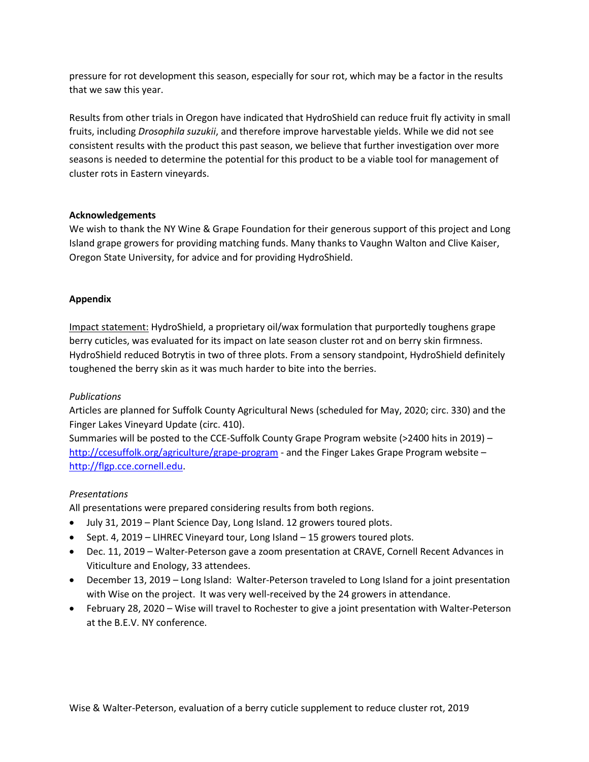pressure for rot development this season, especially for sour rot, which may be a factor in the results that we saw this year.

Results from other trials in Oregon have indicated that HydroShield can reduce fruit fly activity in small fruits, including *Drosophila suzukii*, and therefore improve harvestable yields. While we did not see consistent results with the product this past season, we believe that further investigation over more seasons is needed to determine the potential for this product to be a viable tool for management of cluster rots in Eastern vineyards.

**Acknowledgements**

We wish to thank the NY Wine & Grape Foundation for their generous support of this project and Long Island grape growers for providing matching funds. Many thanks to Vaughn Walton and Clive Kaiser, Oregon State University, for advice and for providing HydroShield.

**Appendix**

Impact statement: HydroShield, a proprietary oil/wax formulation that purportedly toughens grape berry cuticles, was evaluated for its impact on late season cluster rot and on berry skin firmness. HydroShield reduced Botrytis in two of three plots. From a sensory standpoint, HydroShield definitely toughened the berry skin as it was much harder to bite into the berries.

*Publications*

Articles are planned for Suffolk County Agricultural News (scheduled for May, 2020; circ. 330) and the Finger Lakes Vineyard Update (circ. 410).

Summaries will be posted to the CCE-Suffolk County Grape Program website (>2400 hits in 2019) – http://ccesuffolk.org/agriculture/grape-program - and the Finger Lakes Grape Program website – http://flgp.cce.cornell.edu.

*Presentations*

All presentations were prepared considering results from both regions.

- July 31, 2019 – Plant Science Day, Long Island. 12 growers toured plots.
- Sept. 4, 2019 – LIHREC Vineyard tour, Long Island – 15 growers toured plots.
- Dec. 11, 2019 – Walter-Peterson gave a zoom presentation at CRAVE, Cornell Recent Advances in Viticulture and Enology, 33 attendees.
- December 13, 2019 – Long Island: Walter-Peterson traveled to Long Island for a joint presentation with Wise on the project. It was very well-received by the 24 growers in attendance.
- February 28, 2020 – Wise will travel to Rochester to give a joint presentation with Walter-Peterson at the B.E.V. NY conference.